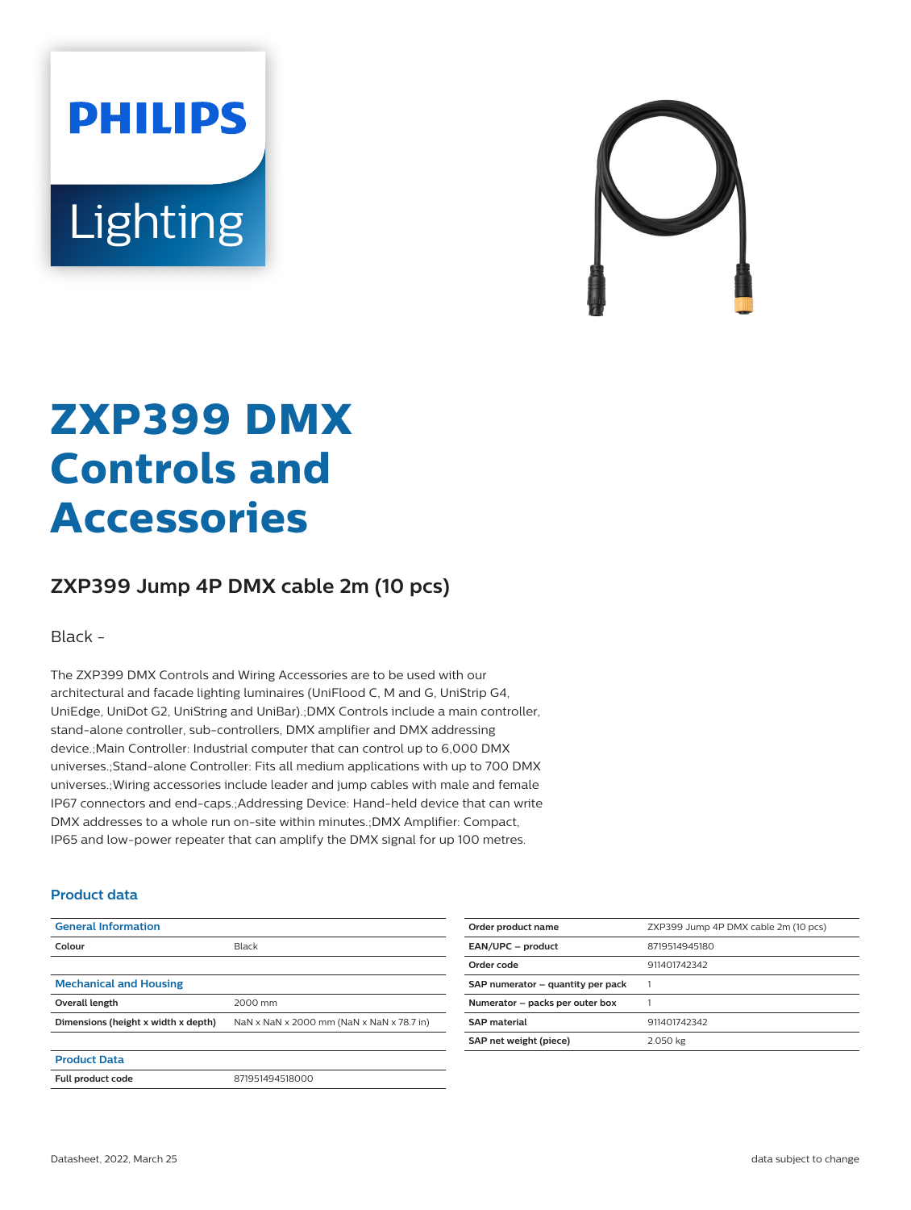# ZXP399 DMX Controls and Accessories

## ZXP399 Jump 4P DMX cable 2m (10 pcs)

Black -

The ZXP399 DMX Controls and Wiring Accessories are to be used with our architectural and facade lighting luminaires (UniFlood C, M and G, UniStrip G4, UniEdge, UniDot G2, UniString and UniBar).;DMX Controls include a main controller, stand-alone controller, sub-controllers, DMX amplifier and DMX addressing device.;Main Controller: Industrial computer that can control up to 6,000 DMX universes.;Stand-alone Controller: Fits all medium applications with up to 700 DMX universes.;Wiring accessories include leader and jump cables with male and female IP67 connectors and end-caps.;Addressing Device: Hand-held device that can write DMX addresses to a whole run on-site within minutes.;DMX Amplifier: Compact, IP65 and low-power repeater that can amplify the DMX signal for up 100 metres.

### Product data

| General Information | |
|---|---|
| Colour | Black |

| Mechanical and Housing | |
|---|---|
| Overall length | 2000 mm |
| Dimensions (height x width x depth) | NaN x NaN x 2000 mm (NaN x NaN x 78.7 in) |

| Product Data | |
|---|---|
| Full product code | 871951494518000 |

| | |
|---|---|
| Order product name | ZXP399 Jump 4P DMX cable 2m (10 pcs) |
| EAN/UPC – product | 8719514945180 |
| Order code | 911401742342 |
| SAP numerator – quantity per pack | 1 |
| Numerator – packs per outer box | 1 |
| SAP material | 911401742342 |
| SAP net weight (piece) | 2.050 kg |

Datasheet, 2022, March 25

data subject to change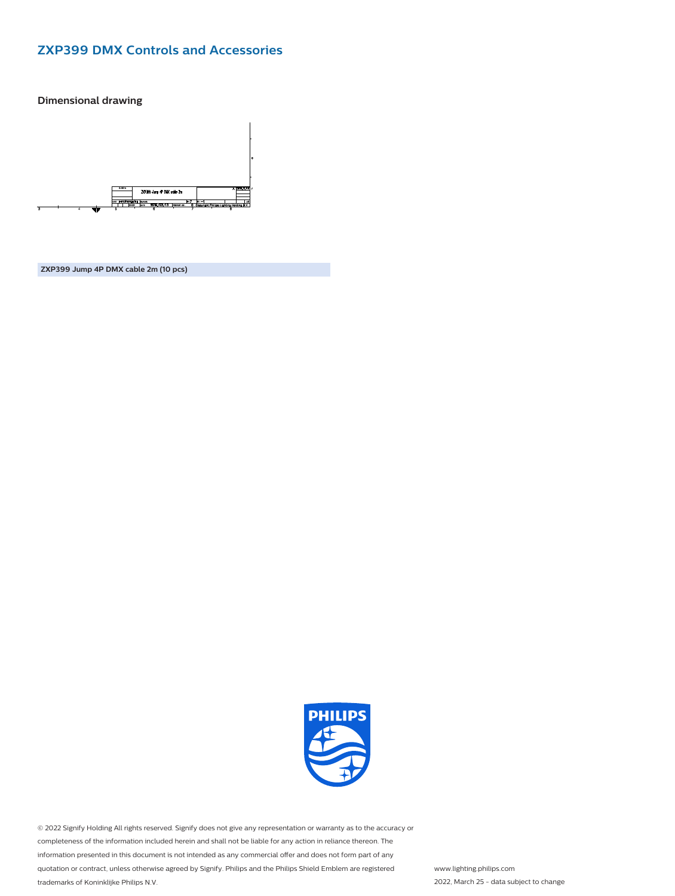## ZXP399 DMX Controls and Accessories

### Dimensional drawing

ZXP399 Jump 4P DMX cable 2m (10 pcs)

© 2022 Signify Holding All rights reserved. Signify does not give any representation or warranty as to the accuracy or completeness of the information included herein and shall not be liable for any action in reliance thereon. The information presented in this document is not intended as any commercial offer and does not form part of any quotation or contract, unless otherwise agreed by Signify. Philips and the Philips Shield Emblem are registered trademarks of Koninklijke Philips N.V.

www.lighting.philips.com

2022, March 25 - data subject to change